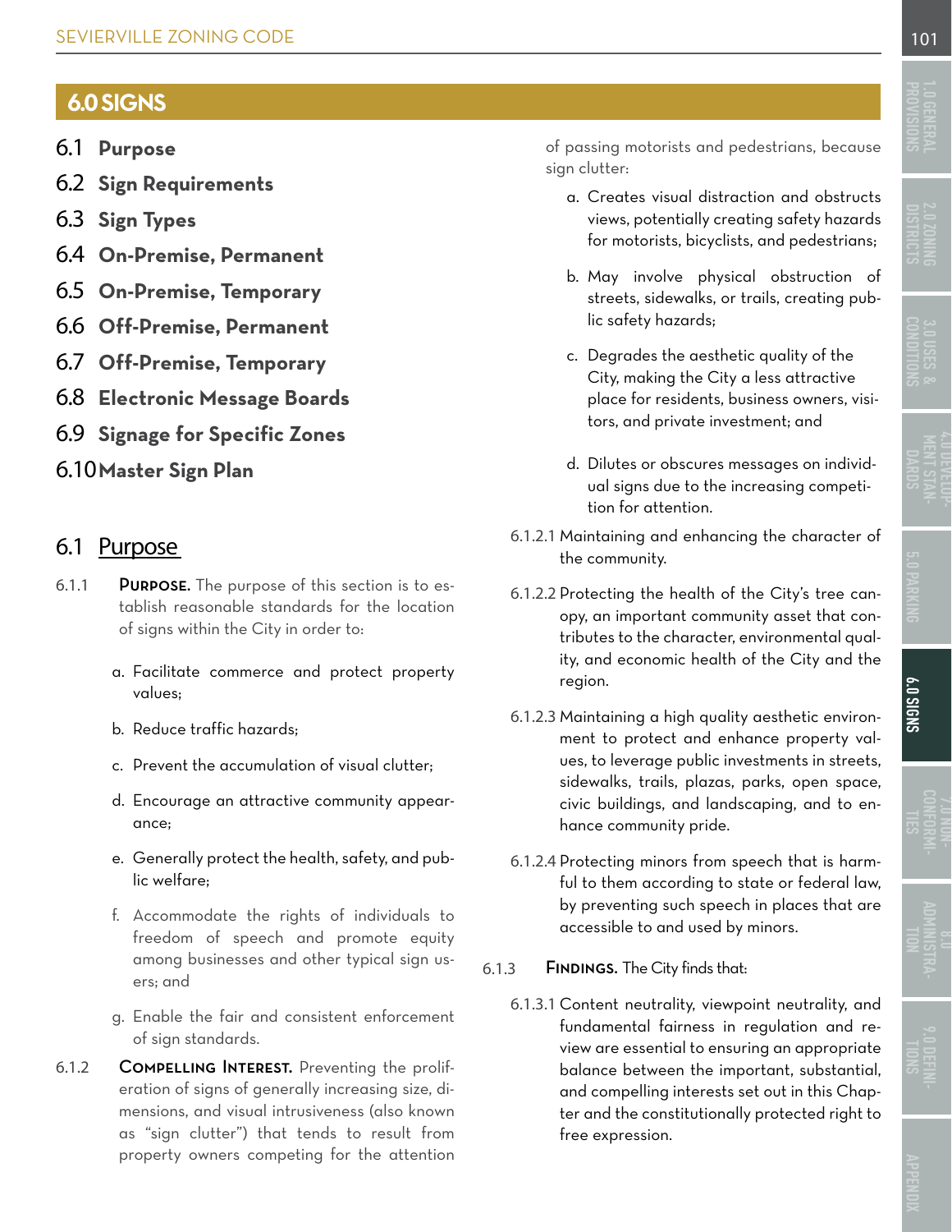# 6.0 SIGNS

- 6.1 **Purpose**
- 6.2 **Sign Requirements**
- 6.3 **Sign Types**
- 6.4 **On-Premise, Permanent**
- 6.5 **On-Premise, Temporary**
- 6.6 **Off-Premise, Permanent**
- 6.7 **Off-Premise, Temporary**
- 6.8 **Electronic Message Boards**
- 6.9 **Signage for Specific Zones**
- 6.10 **Master Sign Plan**

## 6.1 Purpose

6.1.1 **Purpose.** The purpose of this section is to establish reasonable standards for the location of signs within the City in order to:

a. Facilitate commerce and protect property values;

b. Reduce traffic hazards;

c. Prevent the accumulation of visual clutter;

d. Encourage an attractive community appearance;

e. Generally protect the health, safety, and public welfare;

f. Accommodate the rights of individuals to freedom of speech and promote equity among businesses and other typical sign users; and

g. Enable the fair and consistent enforcement of sign standards.

6.1.2 **Compelling Interest.** Preventing the proliferation of signs of generally increasing size, dimensions, and visual intrusiveness (also known as "sign clutter") that tends to result from property owners competing for the attention of passing motorists and pedestrians, because sign clutter:

a. Creates visual distraction and obstructs views, potentially creating safety hazards for motorists, bicyclists, and pedestrians;

b. May involve physical obstruction of streets, sidewalks, or trails, creating public safety hazards;

c. Degrades the aesthetic quality of the City, making the City a less attractive place for residents, business owners, visitors, and private investment; and

d. Dilutes or obscures messages on individual signs due to the increasing competition for attention.

6.1.2.1 Maintaining and enhancing the character of the community.

6.1.2.2 Protecting the health of the City's tree canopy, an important community asset that contributes to the character, environmental quality, and economic health of the City and the region.

6.1.2.3 Maintaining a high quality aesthetic environment to protect and enhance property values, to leverage public investments in streets, sidewalks, trails, plazas, parks, open space, civic buildings, and landscaping, and to enhance community pride.

6.1.2.4 Protecting minors from speech that is harmful to them according to state or federal law, by preventing such speech in places that are accessible to and used by minors.

6.1.3 **Findings.** The City finds that:

6.1.3.1 Content neutrality, viewpoint neutrality, and fundamental fairness in regulation and review are essential to ensuring an appropriate balance between the important, substantial, and compelling interests set out in this Chapter and the constitutionally protected right to free expression.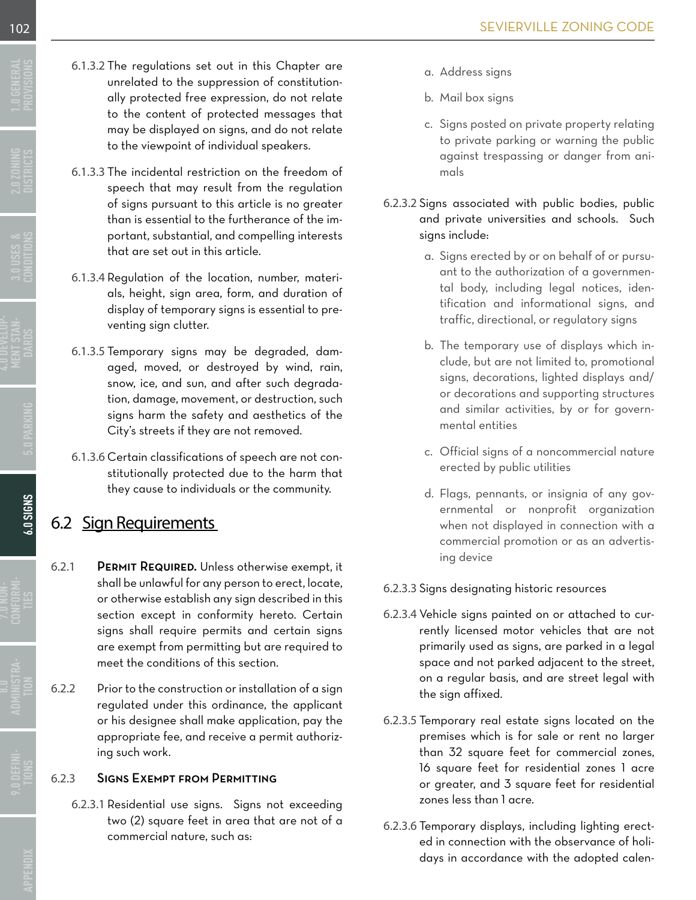6.1.3.2 The regulations set out in this Chapter are unrelated to the suppression of constitutionally protected free expression, do not relate to the content of protected messages that may be displayed on signs, and do not relate to the viewpoint of individual speakers.

6.1.3.3 The incidental restriction on the freedom of speech that may result from the regulation of signs pursuant to this article is no greater than is essential to the furtherance of the important, substantial, and compelling interests that are set out in this article.

6.1.3.4 Regulation of the location, number, materials, height, sign area, form, and duration of display of temporary signs is essential to preventing sign clutter.

6.1.3.5 Temporary signs may be degraded, damaged, moved, or destroyed by wind, rain, snow, ice, and sun, and after such degradation, damage, movement, or destruction, such signs harm the safety and aesthetics of the City's streets if they are not removed.

6.1.3.6 Certain classifications of speech are not constitutionally protected due to the harm that they cause to individuals or the community.

## 6.2 Sign Requirements

6.2.1 **Permit Required.** Unless otherwise exempt, it shall be unlawful for any person to erect, locate, or otherwise establish any sign described in this section except in conformity hereto. Certain signs shall require permits and certain signs are exempt from permitting but are required to meet the conditions of this section.

6.2.2 Prior to the construction or installation of a sign regulated under this ordinance, the applicant or his designee shall make application, pay the appropriate fee, and receive a permit authorizing such work.

### 6.2.3 Signs Exempt from Permitting

6.2.3.1 Residential use signs. Signs not exceeding two (2) square feet in area that are not of a commercial nature, such as:

a. Address signs

b. Mail box signs

c. Signs posted on private property relating to private parking or warning the public against trespassing or danger from animals

6.2.3.2 Signs associated with public bodies, public and private universities and schools. Such signs include:

a. Signs erected by or on behalf of or pursuant to the authorization of a governmental body, including legal notices, identification and informational signs, and traffic, directional, or regulatory signs

b. The temporary use of displays which include, but are not limited to, promotional signs, decorations, lighted displays and/or decorations and supporting structures and similar activities, by or for governmental entities

c. Official signs of a noncommercial nature erected by public utilities

d. Flags, pennants, or insignia of any governmental or nonprofit organization when not displayed in connection with a commercial promotion or as an advertising device

6.2.3.3 Signs designating historic resources

6.2.3.4 Vehicle signs painted on or attached to currently licensed motor vehicles that are not primarily used as signs, are parked in a legal space and not parked adjacent to the street, on a regular basis, and are street legal with the sign affixed.

6.2.3.5 Temporary real estate signs located on the premises which is for sale or rent no larger than 32 square feet for commercial zones, 16 square feet for residential zones 1 acre or greater, and 3 square feet for residential zones less than 1 acre.

6.2.3.6 Temporary displays, including lighting erected in connection with the observance of holidays in accordance with the adopted calen-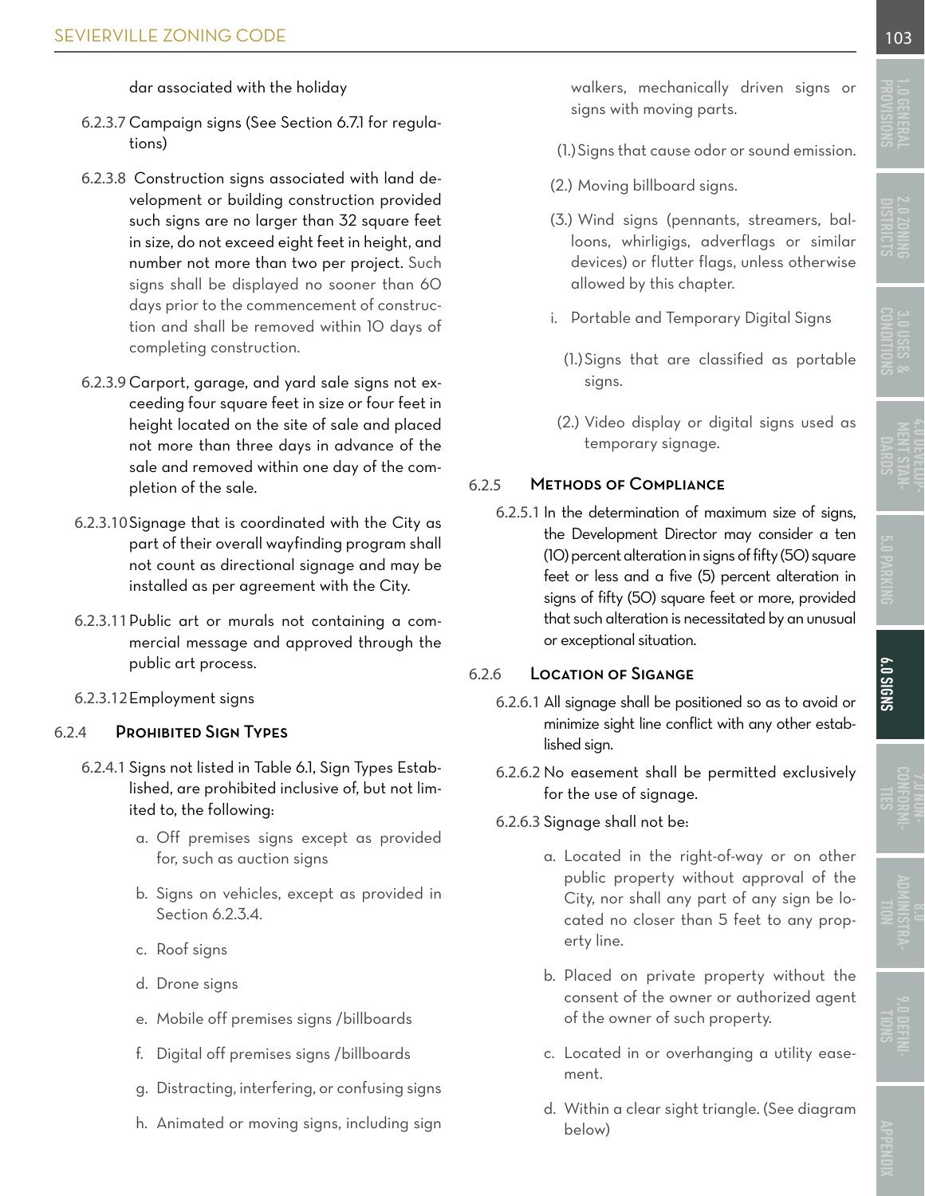dar associated with the holiday

6.2.3.7 Campaign signs (See Section 6.7.1 for regulations)

6.2.3.8 Construction signs associated with land development or building construction provided such signs are no larger than 32 square feet in size, do not exceed eight feet in height, and number not more than two per project. Such signs shall be displayed no sooner than 60 days prior to the commencement of construction and shall be removed within 10 days of completing construction.

6.2.3.9 Carport, garage, and yard sale signs not exceeding four square feet in size or four feet in height located on the site of sale and placed not more than three days in advance of the sale and removed within one day of the completion of the sale.

6.2.3.10 Signage that is coordinated with the City as part of their overall wayfinding program shall not count as directional signage and may be installed as per agreement with the City.

6.2.3.11 Public art or murals not containing a commercial message and approved through the public art process.

6.2.3.12 Employment signs

### 6.2.4 Prohibited Sign Types

6.2.4.1 Signs not listed in Table 6.1, Sign Types Established, are prohibited inclusive of, but not limited to, the following:

a. Off premises signs except as provided for, such as auction signs

b. Signs on vehicles, except as provided in Section 6.2.3.4.

c. Roof signs

d. Drone signs

e. Mobile off premises signs /billboards

f. Digital off premises signs /billboards

g. Distracting, interfering, or confusing signs

h. Animated or moving signs, including sign walkers, mechanically driven signs or signs with moving parts.

(1.) Signs that cause odor or sound emission.

(2.) Moving billboard signs.

(3.) Wind signs (pennants, streamers, balloons, whirligigs, adverflags or similar devices) or flutter flags, unless otherwise allowed by this chapter.

i. Portable and Temporary Digital Signs

(1.) Signs that are classified as portable signs.

(2.) Video display or digital signs used as temporary signage.

### 6.2.5 Methods of Compliance

6.2.5.1 In the determination of maximum size of signs, the Development Director may consider a ten (10) percent alteration in signs of fifty (50) square feet or less and a five (5) percent alteration in signs of fifty (50) square feet or more, provided that such alteration is necessitated by an unusual or exceptional situation.

### 6.2.6 Location of Sigange

6.2.6.1 All signage shall be positioned so as to avoid or minimize sight line conflict with any other established sign.

6.2.6.2 No easement shall be permitted exclusively for the use of signage.

6.2.6.3 Signage shall not be:

a. Located in the right-of-way or on other public property without approval of the City, nor shall any part of any sign be located no closer than 5 feet to any property line.

b. Placed on private property without the consent of the owner or authorized agent of the owner of such property.

c. Located in or overhanging a utility easement.

d. Within a clear sight triangle. (See diagram below)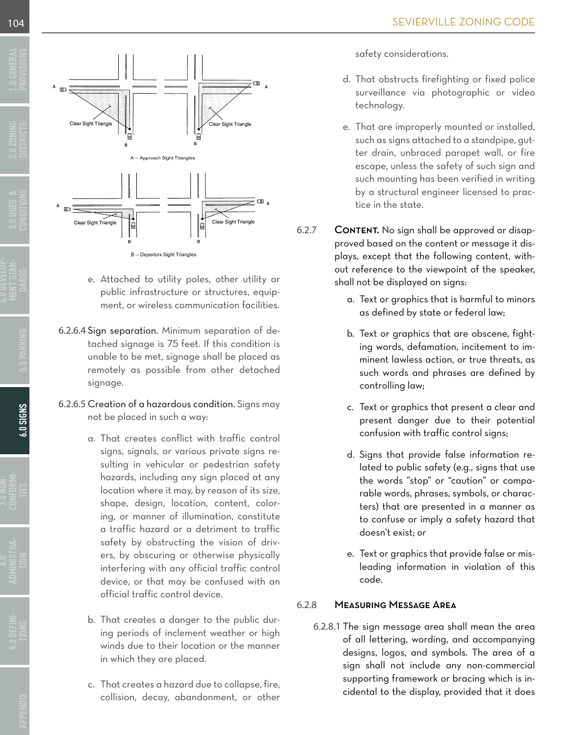Clear Sight Triangle

Clear Sight Triangle

A – Approach Sight Triangles

Clear Sight Triangle

Clear Sight Triangle

B – Departure Sight Triangles

e. Attached to utility poles, other utility or public infrastructure or structures, equipment, or wireless communication facilities.

6.2.6.4 Sign separation. Minimum separation of detached signage is 75 feet. If this condition is unable to be met, signage shall be placed as remotely as possible from other detached signage.

6.2.6.5 Creation of a hazardous condition. Signs may not be placed in such a way:

a. That creates conflict with traffic control signs, signals, or various private signs resulting in vehicular or pedestrian safety hazards, including any sign placed at any location where it may, by reason of its size, shape, design, location, content, coloring, or manner of illumination, constitute a traffic hazard or a detriment to traffic safety by obstructing the vision of drivers, by obscuring or otherwise physically interfering with any official traffic control device, or that may be confused with an official traffic control device.

b. That creates a danger to the public during periods of inclement weather or high winds due to their location or the manner in which they are placed.

c. That creates a hazard due to collapse, fire, collision, decay, abandonment, or other safety considerations.

d. That obstructs firefighting or fixed police surveillance via photographic or video technology.

e. That are improperly mounted or installed, such as signs attached to a standpipe, gutter drain, unbraced parapet wall, or fire escape, unless the safety of such sign and such mounting has been verified in writing by a structural engineer licensed to practice in the state.

6.2.7 **Content.** No sign shall be approved or disapproved based on the content or message it displays, except that the following content, without reference to the viewpoint of the speaker, shall not be displayed on signs:

a. Text or graphics that is harmful to minors as defined by state or federal law;

b. Text or graphics that are obscene, fighting words, defamation, incitement to imminent lawless action, or true threats, as such words and phrases are defined by controlling law;

c. Text or graphics that present a clear and present danger due to their potential confusion with traffic control signs;

d. Signs that provide false information related to public safety (e.g., signs that use the words "stop" or "caution" or comparable words, phrases, symbols, or characters) that are presented in a manner as to confuse or imply a safety hazard that doesn't exist; or

e. Text or graphics that provide false or misleading information in violation of this code.

### 6.2.8 Measuring Message Area

6.2.8.1 The sign message area shall mean the area of all lettering, wording, and accompanying designs, logos, and symbols. The area of a sign shall not include any non-commercial supporting framework or bracing which is incidental to the display, provided that it does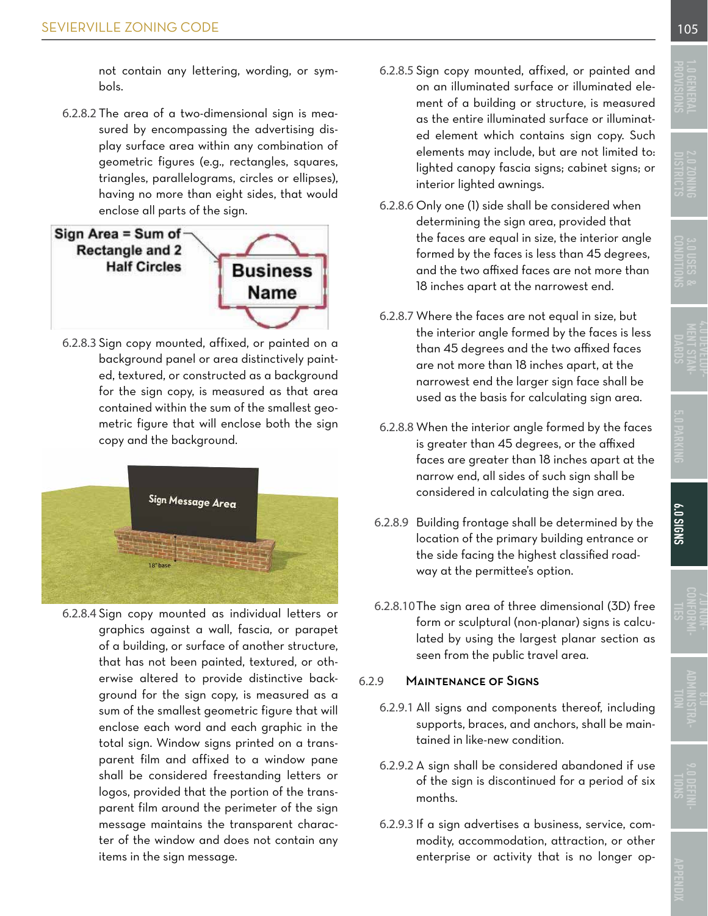not contain any lettering, wording, or symbols.

6.2.8.2 The area of a two-dimensional sign is measured by encompassing the advertising display surface area within any combination of geometric figures (e.g., rectangles, squares, triangles, parallelograms, circles or ellipses), having no more than eight sides, that would enclose all parts of the sign.

6.2.8.3 Sign copy mounted, affixed, or painted on a background panel or area distinctively painted, textured, or constructed as a background for the sign copy, is measured as that area contained within the sum of the smallest geometric figure that will enclose both the sign copy and the background.

6.2.8.4 Sign copy mounted as individual letters or graphics against a wall, fascia, or parapet of a building, or surface of another structure, that has not been painted, textured, or otherwise altered to provide distinctive background for the sign copy, is measured as a sum of the smallest geometric figure that will enclose each word and each graphic in the total sign. Window signs printed on a transparent film and affixed to a window pane shall be considered freestanding letters or logos, provided that the portion of the transparent film around the perimeter of the sign message maintains the transparent character of the window and does not contain any items in the sign message.

6.2.8.5 Sign copy mounted, affixed, or painted and on an illuminated surface or illuminated element of a building or structure, is measured as the entire illuminated surface or illuminated element which contains sign copy. Such elements may include, but are not limited to: lighted canopy fascia signs; cabinet signs; or interior lighted awnings.

6.2.8.6 Only one (1) side shall be considered when determining the sign area, provided that the faces are equal in size, the interior angle formed by the faces is less than 45 degrees, and the two affixed faces are not more than 18 inches apart at the narrowest end.

6.2.8.7 Where the faces are not equal in size, but the interior angle formed by the faces is less than 45 degrees and the two affixed faces are not more than 18 inches apart, at the narrowest end the larger sign face shall be used as the basis for calculating sign area.

6.2.8.8 When the interior angle formed by the faces is greater than 45 degrees, or the affixed faces are greater than 18 inches apart at the narrow end, all sides of such sign shall be considered in calculating the sign area.

6.2.8.9 Building frontage shall be determined by the location of the primary building entrance or the side facing the highest classified roadway at the permittee's option.

6.2.8.10 The sign area of three dimensional (3D) free form or sculptural (non-planar) signs is calculated by using the largest planar section as seen from the public travel area.

### 6.2.9 Maintenance of Signs

6.2.9.1 All signs and components thereof, including supports, braces, and anchors, shall be maintained in like-new condition.

6.2.9.2 A sign shall be considered abandoned if use of the sign is discontinued for a period of six months.

6.2.9.3 If a sign advertises a business, service, commodity, accommodation, attraction, or other enterprise or activity that is no longer op-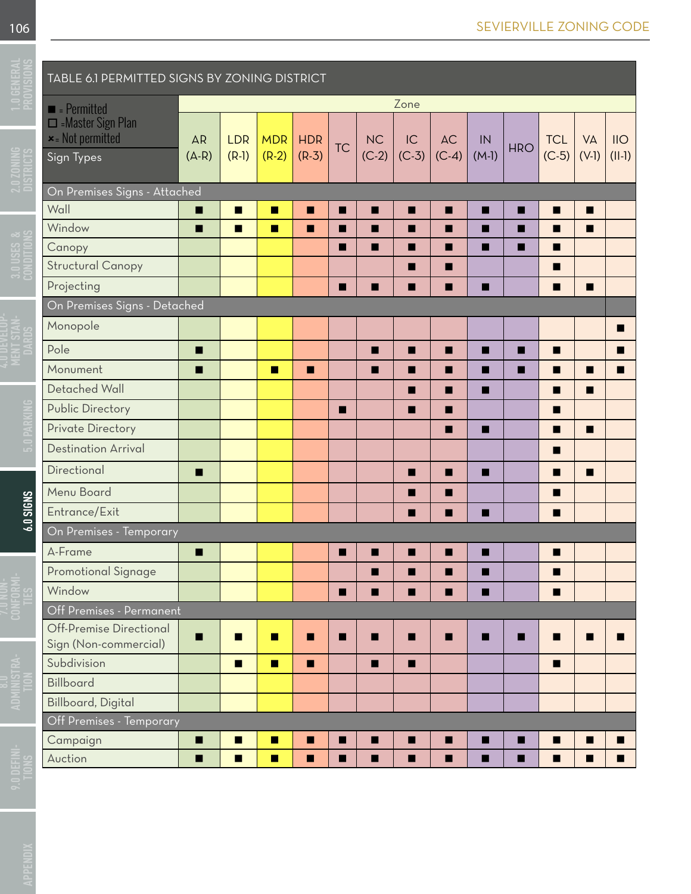| TABLE 6.1 PERMITTED SIGNS BY ZONING DISTRICT | | | | | | | | | | | | | |
|---|---|---|---|---|---|---|---|---|---|---|---|---|---|
| ■ = Permitted<br>□ =Master Sign Plan<br>×= Not permitted | Zone | | | | | | | | | | | | |
| Sign Types | AR (A-R) | LDR (R-1) | MDR (R-2) | HDR (R-3) | TC | NC (C-2) | IC (C-3) | AC (C-4) | IN (M-1) | HRO | TCL (C-5) | VA (V-1) | IIO (II-1) |
| **On Premises Signs - Attached** | | | | | | | | | | | | | |
| Wall | ■ | ■ | ■ | ■ | ■ | ■ | ■ | ■ | ■ | ■ | ■ | ■ | |
| Window | ■ | ■ | ■ | ■ | ■ | ■ | ■ | ■ | ■ | ■ | ■ | ■ | |
| Canopy | | | | | ■ | ■ | ■ | ■ | ■ | ■ | ■ | | |
| Structural Canopy | | | | | | | ■ | ■ | | | ■ | | |
| Projecting | | | | | ■ | ■ | ■ | ■ | ■ | | ■ | ■ | |
| **On Premises Signs - Detached** | | | | | | | | | | | | | |
| Monopole | | | | | | | | | | | | | ■ |
| Pole | ■ | | | | | ■ | ■ | ■ | ■ | ■ | ■ | | ■ |
| Monument | ■ | | ■ | ■ | | ■ | ■ | ■ | ■ | ■ | ■ | ■ | ■ |
| Detached Wall | | | | | | | ■ | ■ | ■ | | ■ | ■ | |
| Public Directory | | | | | ■ | | ■ | ■ | | | ■ | | |
| Private Directory | | | | | | | | ■ | ■ | | ■ | ■ | |
| Destination Arrival | | | | | | | | | | | ■ | | |
| Directional | ■ | | | | | | ■ | ■ | ■ | | ■ | ■ | |
| Menu Board | | | | | | | ■ | ■ | | | ■ | | |
| Entrance/Exit | | | | | | | ■ | ■ | ■ | | ■ | | |
| **On Premises - Temporary** | | | | | | | | | | | | | |
| A-Frame | ■ | | | | ■ | ■ | ■ | ■ | ■ | | ■ | | |
| Promotional Signage | | | | | | ■ | ■ | ■ | ■ | | ■ | | |
| Window | | | | | ■ | ■ | ■ | ■ | ■ | | ■ | | |
| **Off Premises - Permanent** | | | | | | | | | | | | | |
| Off-Premise Directional Sign (Non-commercial) | ■ | ■ | ■ | ■ | ■ | ■ | ■ | ■ | ■ | ■ | ■ | ■ | ■ |
| Subdivision | | ■ | ■ | ■ | | ■ | ■ | | | | ■ | | |
| Billboard | | | | | | | | | | | | | |
| Billboard, Digital | | | | | | | | | | | | | |
| **Off Premises - Temporary** | | | | | | | | | | | | | |
| Campaign | ■ | ■ | ■ | ■ | ■ | ■ | ■ | ■ | ■ | ■ | ■ | ■ | ■ |
| Auction | ■ | ■ | ■ | ■ | ■ | ■ | ■ | ■ | ■ | ■ | ■ | ■ | ■ |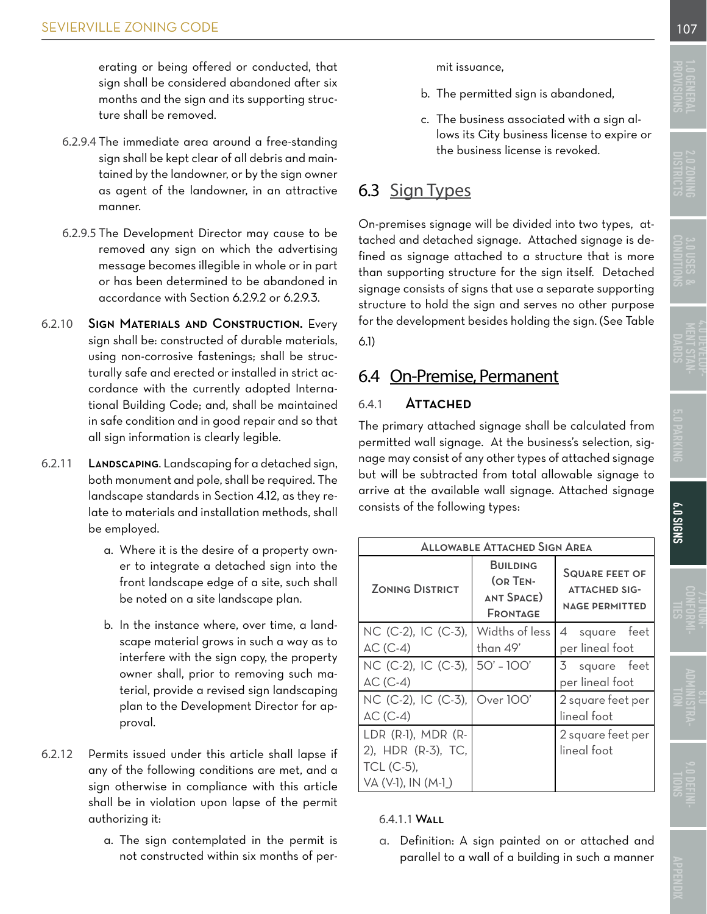erating or being offered or conducted, that sign shall be considered abandoned after six months and the sign and its supporting structure shall be removed.

6.2.9.4 The immediate area around a free-standing sign shall be kept clear of all debris and maintained by the landowner, or by the sign owner as agent of the landowner, in an attractive manner.

6.2.9.5 The Development Director may cause to be removed any sign on which the advertising message becomes illegible in whole or in part or has been determined to be abandoned in accordance with Section 6.2.9.2 or 6.2.9.3.

6.2.10 **Sign Materials and Construction.** Every sign shall be: constructed of durable materials, using non-corrosive fastenings; shall be structurally safe and erected or installed in strict accordance with the currently adopted International Building Code; and, shall be maintained in safe condition and in good repair and so that all sign information is clearly legible.

6.2.11 **Landscaping**. Landscaping for a detached sign, both monument and pole, shall be required. The landscape standards in Section 4.12, as they relate to materials and installation methods, shall be employed.

a. Where it is the desire of a property owner to integrate a detached sign into the front landscape edge of a site, such shall be noted on a site landscape plan.

b. In the instance where, over time, a landscape material grows in such a way as to interfere with the sign copy, the property owner shall, prior to removing such material, provide a revised sign landscaping plan to the Development Director for approval.

6.2.12 Permits issued under this article shall lapse if any of the following conditions are met, and a sign otherwise in compliance with this article shall be in violation upon lapse of the permit authorizing it:

a. The sign contemplated in the permit is not constructed within six months of permit issuance,

b. The permitted sign is abandoned,

c. The business associated with a sign allows its City business license to expire or the business license is revoked.

## 6.3 Sign Types

On-premises signage will be divided into two types, attached and detached signage. Attached signage is defined as signage attached to a structure that is more than supporting structure for the sign itself. Detached signage consists of signs that use a separate supporting structure to hold the sign and serves no other purpose for the development besides holding the sign. (See Table 6.1)

## 6.4 On-Premise, Permanent

### 6.4.1 Attached

The primary attached signage shall be calculated from permitted wall signage. At the business's selection, signage may consist of any other types of attached signage but will be subtracted from total allowable signage to arrive at the available wall signage. Attached signage consists of the following types:

| Allowable Attached Sign Area | | |
|---|---|---|
| Zoning District | Building (or Tenant Space) Frontage | Square feet of attached signage permitted |
| NC (C-2), IC (C-3), AC (C-4) | Widths of less than 49' | 4 square feet per lineal foot |
| NC (C-2), IC (C-3), AC (C-4) | 50' – 100' | 3 square feet per lineal foot |
| NC (C-2), IC (C-3), AC (C-4) | Over 100' | 2 square feet per lineal foot |
| LDR (R-1), MDR (R-2), HDR (R-3), TC, TCL (C-5), VA (V-1), IN (M-1_) | | 2 square feet per lineal foot |

6.4.1.1 **Wall**

a. Definition: A sign painted on or attached and parallel to a wall of a building in such a manner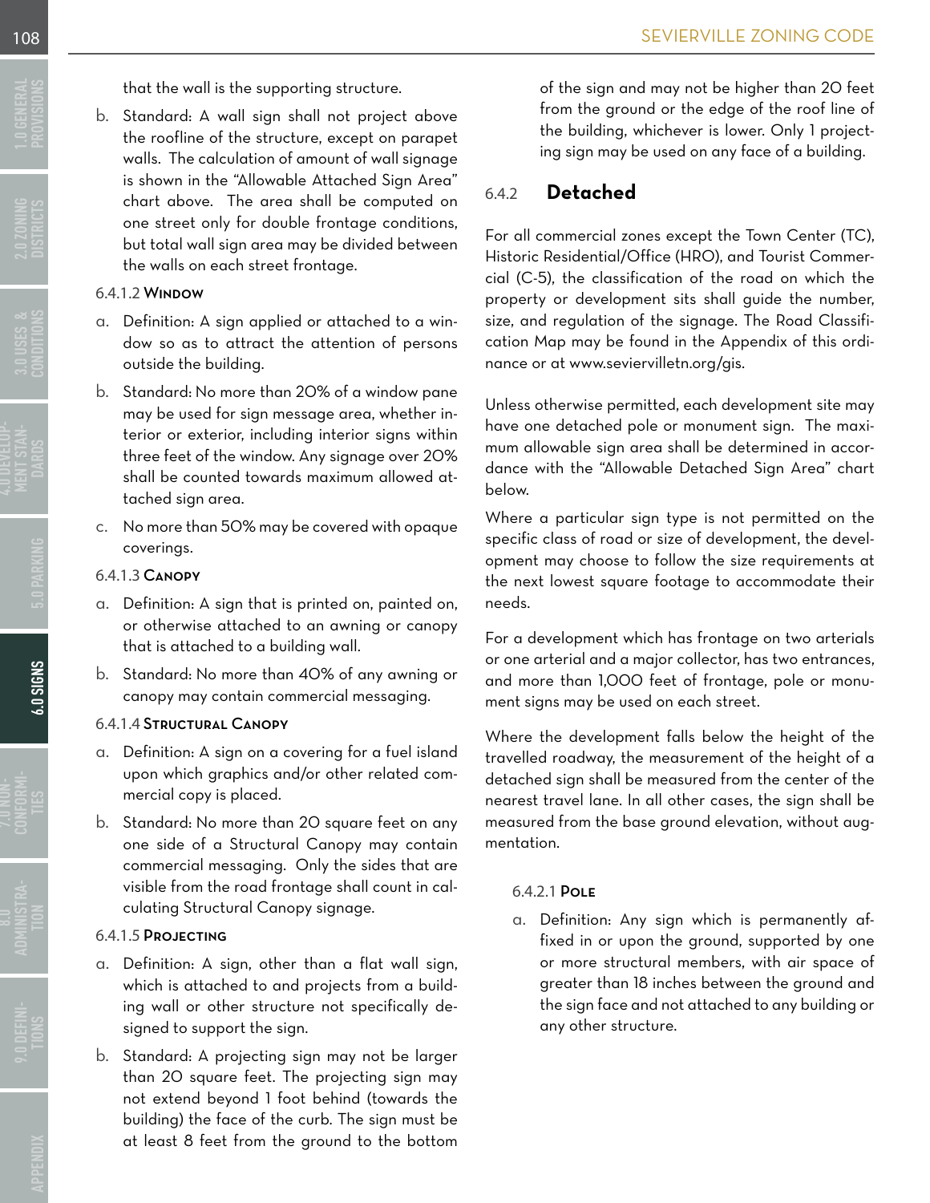that the wall is the supporting structure.

b. Standard: A wall sign shall not project above the roofline of the structure, except on parapet walls. The calculation of amount of wall signage is shown in the "Allowable Attached Sign Area" chart above. The area shall be computed on one street only for double frontage conditions, but total wall sign area may be divided between the walls on each street frontage.

#### 6.4.1.2 Window

a. Definition: A sign applied or attached to a window so as to attract the attention of persons outside the building.

b. Standard: No more than 20% of a window pane may be used for sign message area, whether interior or exterior, including interior signs within three feet of the window. Any signage over 20% shall be counted towards maximum allowed attached sign area.

c. No more than 50% may be covered with opaque coverings.

#### 6.4.1.3 Canopy

a. Definition: A sign that is printed on, painted on, or otherwise attached to an awning or canopy that is attached to a building wall.

b. Standard: No more than 40% of any awning or canopy may contain commercial messaging.

#### 6.4.1.4 Structural Canopy

a. Definition: A sign on a covering for a fuel island upon which graphics and/or other related commercial copy is placed.

b. Standard: No more than 20 square feet on any one side of a Structural Canopy may contain commercial messaging. Only the sides that are visible from the road frontage shall count in calculating Structural Canopy signage.

#### 6.4.1.5 Projecting

a. Definition: A sign, other than a flat wall sign, which is attached to and projects from a building wall or other structure not specifically designed to support the sign.

b. Standard: A projecting sign may not be larger than 20 square feet. The projecting sign may not extend beyond 1 foot behind (towards the building) the face of the curb. The sign must be at least 8 feet from the ground to the bottom of the sign and may not be higher than 20 feet from the ground or the edge of the roof line of the building, whichever is lower. Only 1 projecting sign may be used on any face of a building.

## 6.4.2 Detached

For all commercial zones except the Town Center (TC), Historic Residential/Office (HRO), and Tourist Commercial (C-5), the classification of the road on which the property or development sits shall guide the number, size, and regulation of the signage. The Road Classification Map may be found in the Appendix of this ordinance or at www.seviervilletn.org/gis.

Unless otherwise permitted, each development site may have one detached pole or monument sign. The maximum allowable sign area shall be determined in accordance with the "Allowable Detached Sign Area" chart below.

Where a particular sign type is not permitted on the specific class of road or size of development, the development may choose to follow the size requirements at the next lowest square footage to accommodate their needs.

For a development which has frontage on two arterials or one arterial and a major collector, has two entrances, and more than 1,000 feet of frontage, pole or monument signs may be used on each street.

Where the development falls below the height of the travelled roadway, the measurement of the height of a detached sign shall be measured from the center of the nearest travel lane. In all other cases, the sign shall be measured from the base ground elevation, without augmentation.

#### 6.4.2.1 Pole

a. Definition: Any sign which is permanently affixed in or upon the ground, supported by one or more structural members, with air space of greater than 18 inches between the ground and the sign face and not attached to any building or any other structure.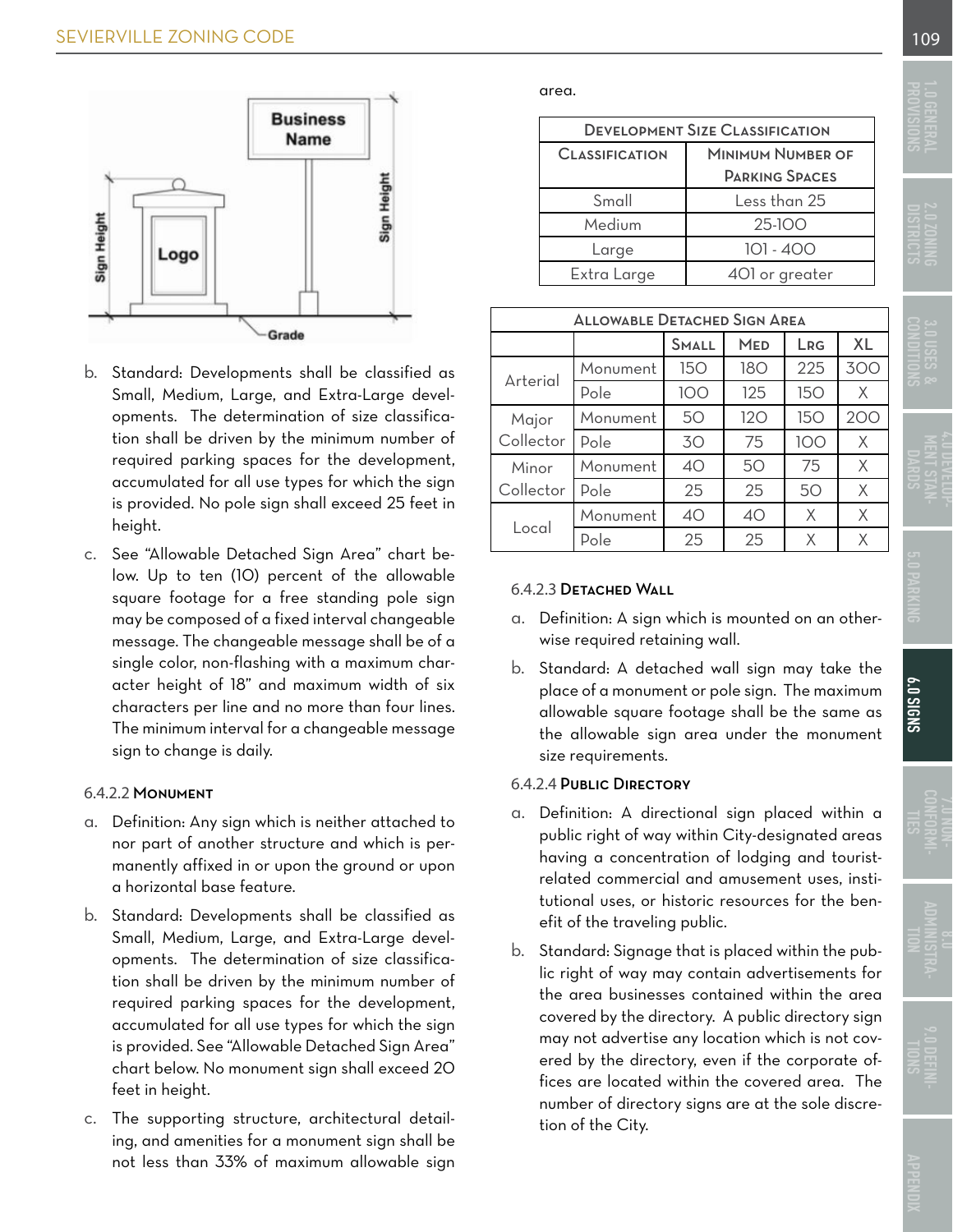b. Standard: Developments shall be classified as Small, Medium, Large, and Extra-Large developments. The determination of size classification shall be driven by the minimum number of required parking spaces for the development, accumulated for all use types for which the sign is provided. No pole sign shall exceed 25 feet in height.

c. See "Allowable Detached Sign Area" chart below. Up to ten (10) percent of the allowable square footage for a free standing pole sign may be composed of a fixed interval changeable message. The changeable message shall be of a single color, non-flashing with a maximum character height of 18" and maximum width of six characters per line and no more than four lines. The minimum interval for a changeable message sign to change is daily.

#### 6.4.2.2 Monument

a. Definition: Any sign which is neither attached to nor part of another structure and which is permanently affixed in or upon the ground or upon a horizontal base feature.

b. Standard: Developments shall be classified as Small, Medium, Large, and Extra-Large developments. The determination of size classification shall be driven by the minimum number of required parking spaces for the development, accumulated for all use types for which the sign is provided. See "Allowable Detached Sign Area" chart below. No monument sign shall exceed 20 feet in height.

c. The supporting structure, architectural detailing, and amenities for a monument sign shall be not less than 33% of maximum allowable sign area.

| Development Size Classification | |
|---|---|
| Classification | Minimum Number of Parking Spaces |
| Small | Less than 25 |
| Medium | 25-100 |
| Large | 101 - 400 |
| Extra Large | 401 or greater |

| Allowable Detached Sign Area | | | | | |
|---|---|---|---|---|---|
| | | Small | Med | Lrg | XL |
| Arterial | Monument | 150 | 180 | 225 | 300 |
| | Pole | 100 | 125 | 150 | X |
| Major Collector | Monument | 50 | 120 | 150 | 200 |
| | Pole | 30 | 75 | 100 | X |
| Minor Collector | Monument | 40 | 50 | 75 | X |
| | Pole | 25 | 25 | 50 | X |
| Local | Monument | 40 | 40 | X | X |
| | Pole | 25 | 25 | X | X |

#### 6.4.2.3 Detached Wall

a. Definition: A sign which is mounted on an otherwise required retaining wall.

b. Standard: A detached wall sign may take the place of a monument or pole sign. The maximum allowable square footage shall be the same as the allowable sign area under the monument size requirements.

#### 6.4.2.4 Public Directory

a. Definition: A directional sign placed within a public right of way within City-designated areas having a concentration of lodging and tourist-related commercial and amusement uses, institutional uses, or historic resources for the benefit of the traveling public.

b. Standard: Signage that is placed within the public right of way may contain advertisements for the area businesses contained within the area covered by the directory. A public directory sign may not advertise any location which is not covered by the directory, even if the corporate offices are located within the covered area. The number of directory signs are at the sole discretion of the City.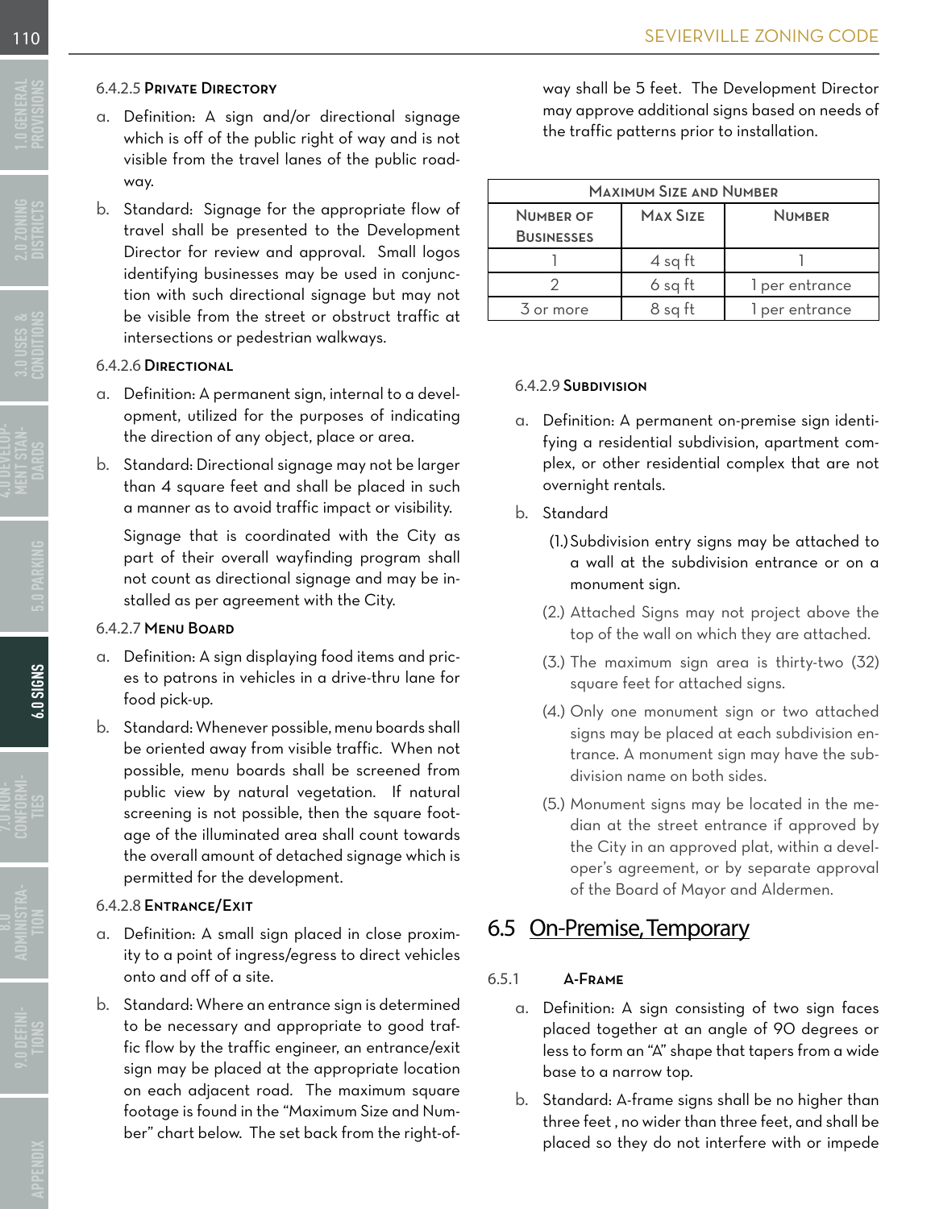#### 6.4.2.5 Private Directory

a. Definition: A sign and/or directional signage which is off of the public right of way and is not visible from the travel lanes of the public roadway.

b. Standard: Signage for the appropriate flow of travel shall be presented to the Development Director for review and approval. Small logos identifying businesses may be used in conjunction with such directional signage but may not be visible from the street or obstruct traffic at intersections or pedestrian walkways.

#### 6.4.2.6 Directional

a. Definition: A permanent sign, internal to a development, utilized for the purposes of indicating the direction of any object, place or area.

b. Standard: Directional signage may not be larger than 4 square feet and shall be placed in such a manner as to avoid traffic impact or visibility.

   Signage that is coordinated with the City as part of their overall wayfinding program shall not count as directional signage and may be installed as per agreement with the City.

#### 6.4.2.7 Menu Board

a. Definition: A sign displaying food items and prices to patrons in vehicles in a drive-thru lane for food pick-up.

b. Standard: Whenever possible, menu boards shall be oriented away from visible traffic. When not possible, menu boards shall be screened from public view by natural vegetation. If natural screening is not possible, then the square footage of the illuminated area shall count towards the overall amount of detached signage which is permitted for the development.

#### 6.4.2.8 Entrance/Exit

a. Definition: A small sign placed in close proximity to a point of ingress/egress to direct vehicles onto and off of a site.

b. Standard: Where an entrance sign is determined to be necessary and appropriate to good traffic flow by the traffic engineer, an entrance/exit sign may be placed at the appropriate location on each adjacent road. The maximum square footage is found in the "Maximum Size and Number" chart below. The set back from the right-of-way shall be 5 feet. The Development Director may approve additional signs based on needs of the traffic patterns prior to installation.

| Maximum Size and Number | | |
|---|---|---|
| Number of Businesses | Max Size | Number |
| 1 | 4 sq ft | 1 |
| 2 | 6 sq ft | 1 per entrance |
| 3 or more | 8 sq ft | 1 per entrance |

#### 6.4.2.9 Subdivision

a. Definition: A permanent on-premise sign identifying a residential subdivision, apartment complex, or other residential complex that are not overnight rentals.

b. Standard

   (1.) Subdivision entry signs may be attached to a wall at the subdivision entrance or on a monument sign.

   (2.) Attached Signs may not project above the top of the wall on which they are attached.

   (3.) The maximum sign area is thirty-two (32) square feet for attached signs.

   (4.) Only one monument sign or two attached signs may be placed at each subdivision entrance. A monument sign may have the subdivision name on both sides.

   (5.) Monument signs may be located in the median at the street entrance if approved by the City in an approved plat, within a developer's agreement, or by separate approval of the Board of Mayor and Aldermen.

## 6.5 On-Premise, Temporary

### 6.5.1 A-Frame

a. Definition: A sign consisting of two sign faces placed together at an angle of 90 degrees or less to form an "A" shape that tapers from a wide base to a narrow top.

b. Standard: A-frame signs shall be no higher than three feet , no wider than three feet, and shall be placed so they do not interfere with or impede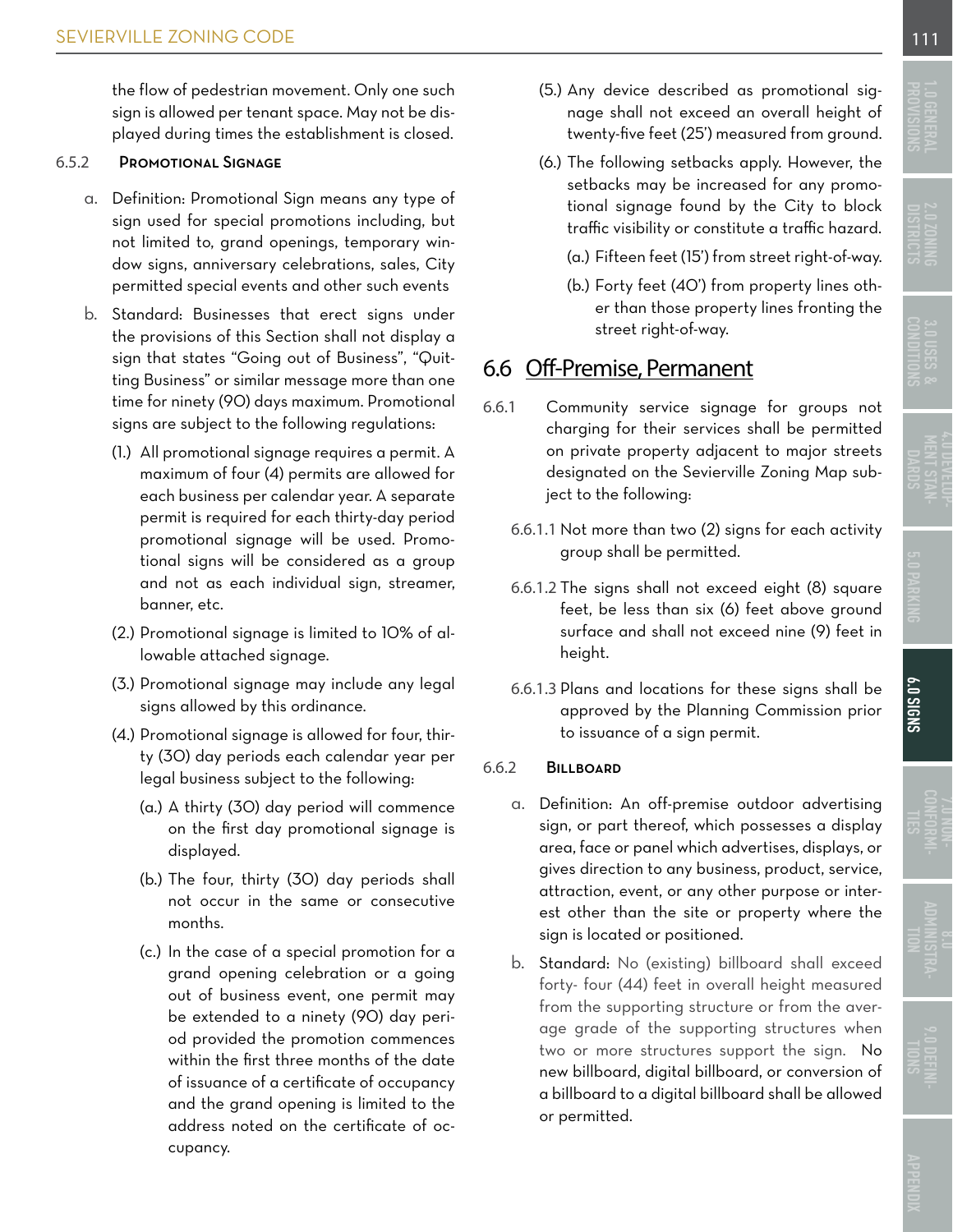the flow of pedestrian movement. Only one such sign is allowed per tenant space. May not be displayed during times the establishment is closed.

#### 6.5.2 Promotional Signage

a. Definition: Promotional Sign means any type of sign used for special promotions including, but not limited to, grand openings, temporary window signs, anniversary celebrations, sales, City permitted special events and other such events

b. Standard: Businesses that erect signs under the provisions of this Section shall not display a sign that states "Going out of Business", "Quitting Business" or similar message more than one time for ninety (90) days maximum. Promotional signs are subject to the following regulations:

(1.) All promotional signage requires a permit. A maximum of four (4) permits are allowed for each business per calendar year. A separate permit is required for each thirty-day period promotional signage will be used. Promotional signs will be considered as a group and not as each individual sign, streamer, banner, etc.

(2.) Promotional signage is limited to 10% of allowable attached signage.

(3.) Promotional signage may include any legal signs allowed by this ordinance.

(4.) Promotional signage is allowed for four, thirty (30) day periods each calendar year per legal business subject to the following:

(a.) A thirty (30) day period will commence on the first day promotional signage is displayed.

(b.) The four, thirty (30) day periods shall not occur in the same or consecutive months.

(c.) In the case of a special promotion for a grand opening celebration or a going out of business event, one permit may be extended to a ninety (90) day period provided the promotion commences within the first three months of the date of issuance of a certificate of occupancy and the grand opening is limited to the address noted on the certificate of occupancy.

(5.) Any device described as promotional signage shall not exceed an overall height of twenty-five feet (25') measured from ground.

(6.) The following setbacks apply. However, the setbacks may be increased for any promotional signage found by the City to block traffic visibility or constitute a traffic hazard.

(a.) Fifteen feet (15') from street right-of-way.

(b.) Forty feet (40') from property lines other than those property lines fronting the street right-of-way.

## 6.6 Off-Premise, Permanent

6.6.1 Community service signage for groups not charging for their services shall be permitted on private property adjacent to major streets designated on the Sevierville Zoning Map subject to the following:

6.6.1.1 Not more than two (2) signs for each activity group shall be permitted.

6.6.1.2 The signs shall not exceed eight (8) square feet, be less than six (6) feet above ground surface and shall not exceed nine (9) feet in height.

6.6.1.3 Plans and locations for these signs shall be approved by the Planning Commission prior to issuance of a sign permit.

#### 6.6.2 Billboard

a. Definition: An off-premise outdoor advertising sign, or part thereof, which possesses a display area, face or panel which advertises, displays, or gives direction to any business, product, service, attraction, event, or any other purpose or interest other than the site or property where the sign is located or positioned.

b. Standard: No (existing) billboard shall exceed forty- four (44) feet in overall height measured from the supporting structure or from the average grade of the supporting structures when two or more structures support the sign. No new billboard, digital billboard, or conversion of a billboard to a digital billboard shall be allowed or permitted.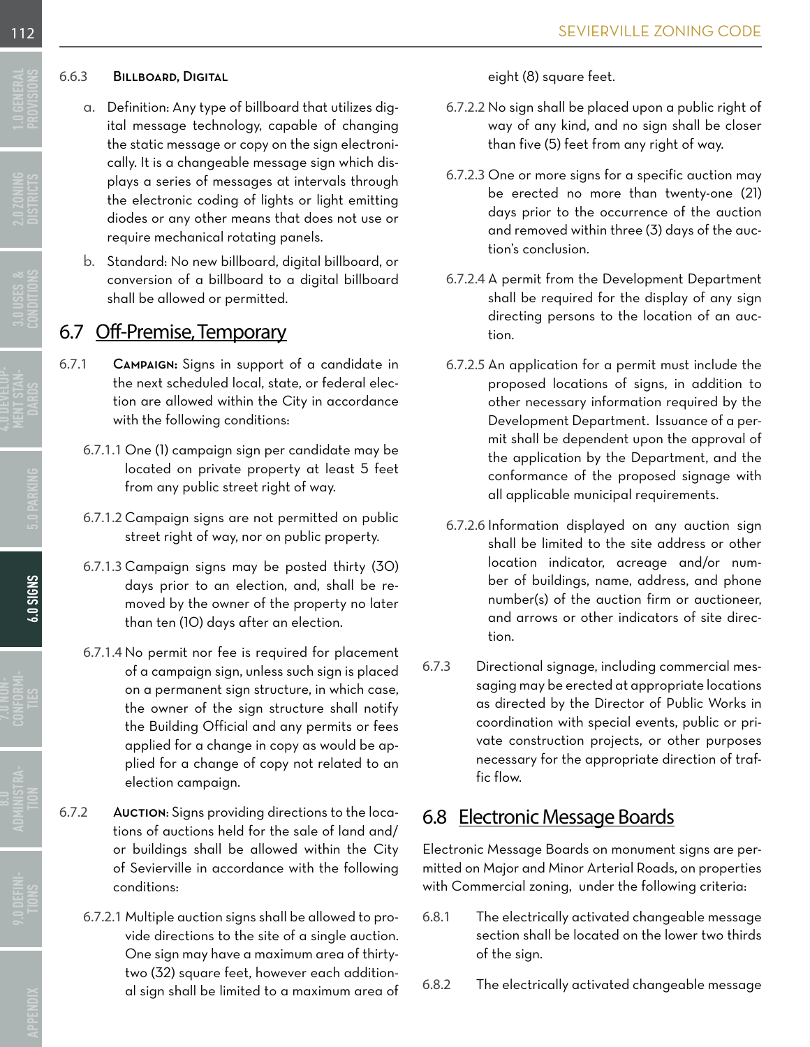#### 6.6.3 Billboard, Digital

a. Definition: Any type of billboard that utilizes digital message technology, capable of changing the static message or copy on the sign electronically. It is a changeable message sign which displays a series of messages at intervals through the electronic coding of lights or light emitting diodes or any other means that does not use or require mechanical rotating panels.

b. Standard: No new billboard, digital billboard, or conversion of a billboard to a digital billboard shall be allowed or permitted.

## 6.7 Off-Premise, Temporary

6.7.1 **Campaign:** Signs in support of a candidate in the next scheduled local, state, or federal election are allowed within the City in accordance with the following conditions:

6.7.1.1 One (1) campaign sign per candidate may be located on private property at least 5 feet from any public street right of way.

6.7.1.2 Campaign signs are not permitted on public street right of way, nor on public property.

6.7.1.3 Campaign signs may be posted thirty (30) days prior to an election, and, shall be removed by the owner of the property no later than ten (10) days after an election.

6.7.1.4 No permit nor fee is required for placement of a campaign sign, unless such sign is placed on a permanent sign structure, in which case, the owner of the sign structure shall notify the Building Official and any permits or fees applied for a change in copy as would be applied for a change of copy not related to an election campaign.

6.7.2 **Auction**: Signs providing directions to the locations of auctions held for the sale of land and/or buildings shall be allowed within the City of Sevierville in accordance with the following conditions:

6.7.2.1 Multiple auction signs shall be allowed to provide directions to the site of a single auction. One sign may have a maximum area of thirty-two (32) square feet, however each additional sign shall be limited to a maximum area of eight (8) square feet.

6.7.2.2 No sign shall be placed upon a public right of way of any kind, and no sign shall be closer than five (5) feet from any right of way.

6.7.2.3 One or more signs for a specific auction may be erected no more than twenty-one (21) days prior to the occurrence of the auction and removed within three (3) days of the auction's conclusion.

6.7.2.4 A permit from the Development Department shall be required for the display of any sign directing persons to the location of an auction.

6.7.2.5 An application for a permit must include the proposed locations of signs, in addition to other necessary information required by the Development Department. Issuance of a permit shall be dependent upon the approval of the application by the Department, and the conformance of the proposed signage with all applicable municipal requirements.

6.7.2.6 Information displayed on any auction sign shall be limited to the site address or other location indicator, acreage and/or number of buildings, name, address, and phone number(s) of the auction firm or auctioneer, and arrows or other indicators of site direction.

6.7.3 Directional signage, including commercial messaging may be erected at appropriate locations as directed by the Director of Public Works in coordination with special events, public or private construction projects, or other purposes necessary for the appropriate direction of traffic flow.

## 6.8 Electronic Message Boards

Electronic Message Boards on monument signs are permitted on Major and Minor Arterial Roads, on properties with Commercial zoning, under the following criteria:

6.8.1 The electrically activated changeable message section shall be located on the lower two thirds of the sign.

6.8.2 The electrically activated changeable message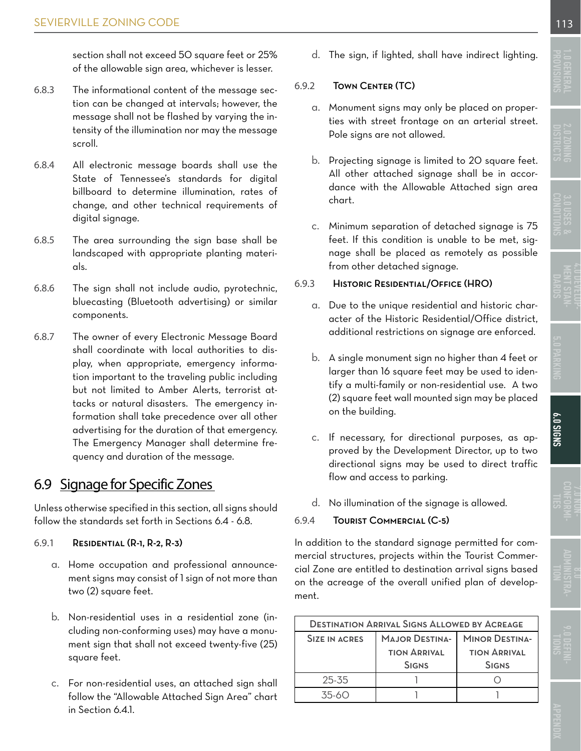section shall not exceed 50 square feet or 25% of the allowable sign area, whichever is lesser.

6.8.3 The informational content of the message section can be changed at intervals; however, the message shall not be flashed by varying the intensity of the illumination nor may the message scroll.

6.8.4 All electronic message boards shall use the State of Tennessee's standards for digital billboard to determine illumination, rates of change, and other technical requirements of digital signage.

6.8.5 The area surrounding the sign base shall be landscaped with appropriate planting materials.

6.8.6 The sign shall not include audio, pyrotechnic, bluecasting (Bluetooth advertising) or similar components.

6.8.7 The owner of every Electronic Message Board shall coordinate with local authorities to display, when appropriate, emergency information important to the traveling public including but not limited to Amber Alerts, terrorist attacks or natural disasters. The emergency information shall take precedence over all other advertising for the duration of that emergency. The Emergency Manager shall determine frequency and duration of the message.

## 6.9 Signage for Specific Zones

Unless otherwise specified in this section, all signs should follow the standards set forth in Sections 6.4 - 6.8.

### 6.9.1 Residential (R-1, R-2, R-3)

a. Home occupation and professional announcement signs may consist of 1 sign of not more than two (2) square feet.

b. Non-residential uses in a residential zone (including non-conforming uses) may have a monument sign that shall not exceed twenty-five (25) square feet.

c. For non-residential uses, an attached sign shall follow the "Allowable Attached Sign Area" chart in Section 6.4.1.

d. The sign, if lighted, shall have indirect lighting.

### 6.9.2 Town Center (TC)

a. Monument signs may only be placed on properties with street frontage on an arterial street. Pole signs are not allowed.

b. Projecting signage is limited to 20 square feet. All other attached signage shall be in accordance with the Allowable Attached sign area chart.

c. Minimum separation of detached signage is 75 feet. If this condition is unable to be met, signage shall be placed as remotely as possible from other detached signage.

### 6.9.3 Historic Residential/Office (HRO)

a. Due to the unique residential and historic character of the Historic Residential/Office district, additional restrictions on signage are enforced.

b. A single monument sign no higher than 4 feet or larger than 16 square feet may be used to identify a multi-family or non-residential use. A two (2) square feet wall mounted sign may be placed on the building.

c. If necessary, for directional purposes, as approved by the Development Director, up to two directional signs may be used to direct traffic flow and access to parking.

d. No illumination of the signage is allowed.

### 6.9.4 Tourist Commercial (C-5)

In addition to the standard signage permitted for commercial structures, projects within the Tourist Commercial Zone are entitled to destination arrival signs based on the acreage of the overall unified plan of development.

| Destination Arrival Signs Allowed by Acreage | | |
|---|---|---|
| Size in acres | Major Destination Arrival Signs | Minor Destination Arrival Signs |
| 25-35 | 1 | 0 |
| 35-60 | 1 | 1 |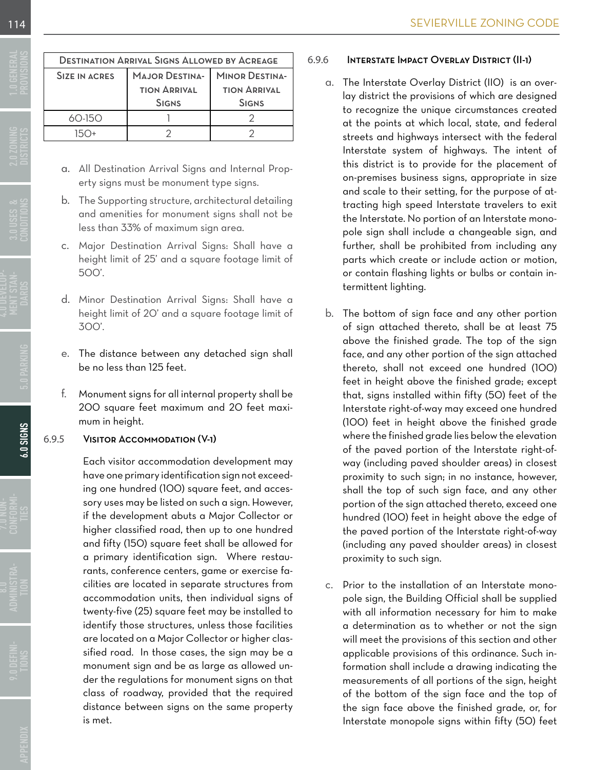| Destination Arrival Signs Allowed by Acreage | | |
|---|---|---|
| Size in Acres | Major Destination Arrival Signs | Minor Destination Arrival Signs |
| 60-150 | 1 | 2 |
| 150+ | 2 | 2 |

a. All Destination Arrival Signs and Internal Property signs must be monument type signs.

b. The Supporting structure, architectural detailing and amenities for monument signs shall not be less than 33% of maximum sign area.

c. Major Destination Arrival Signs: Shall have a height limit of 25' and a square footage limit of 500'.

d. Minor Destination Arrival Signs: Shall have a height limit of 20' and a square footage limit of 300'.

e. The distance between any detached sign shall be no less than 125 feet.

f. Monument signs for all internal property shall be 200 square feet maximum and 20 feet maximum in height.

### 6.9.5 Visitor Accommodation (V-1)

Each visitor accommodation development may have one primary identification sign not exceeding one hundred (100) square feet, and accessory uses may be listed on such a sign. However, if the development abuts a Major Collector or higher classified road, then up to one hundred and fifty (150) square feet shall be allowed for a primary identification sign. Where restaurants, conference centers, game or exercise facilities are located in separate structures from accommodation units, then individual signs of twenty-five (25) square feet may be installed to identify those structures, unless those facilities are located on a Major Collector or higher classified road. In those cases, the sign may be a monument sign and be as large as allowed under the regulations for monument signs on that class of roadway, provided that the required distance between signs on the same property is met.

### 6.9.6 Interstate Impact Overlay District (II-1)

a. The Interstate Overlay District (IIO) is an overlay district the provisions of which are designed to recognize the unique circumstances created at the points at which local, state, and federal streets and highways intersect with the federal Interstate system of highways. The intent of this district is to provide for the placement of on-premises business signs, appropriate in size and scale to their setting, for the purpose of attracting high speed Interstate travelers to exit the Interstate. No portion of an Interstate monopole sign shall include a changeable sign, and further, shall be prohibited from including any parts which create or include action or motion, or contain flashing lights or bulbs or contain intermittent lighting.

b. The bottom of sign face and any other portion of sign attached thereto, shall be at least 75 above the finished grade. The top of the sign face, and any other portion of the sign attached thereto, shall not exceed one hundred (100) feet in height above the finished grade; except that, signs installed within fifty (50) feet of the Interstate right-of-way may exceed one hundred (100) feet in height above the finished grade where the finished grade lies below the elevation of the paved portion of the Interstate right-of-way (including paved shoulder areas) in closest proximity to such sign; in no instance, however, shall the top of such sign face, and any other portion of the sign attached thereto, exceed one hundred (100) feet in height above the edge of the paved portion of the Interstate right-of-way (including any paved shoulder areas) in closest proximity to such sign.

c. Prior to the installation of an Interstate monopole sign, the Building Official shall be supplied with all information necessary for him to make a determination as to whether or not the sign will meet the provisions of this section and other applicable provisions of this ordinance. Such information shall include a drawing indicating the measurements of all portions of the sign, height of the bottom of the sign face and the top of the sign face above the finished grade, or, for Interstate monopole signs within fifty (50) feet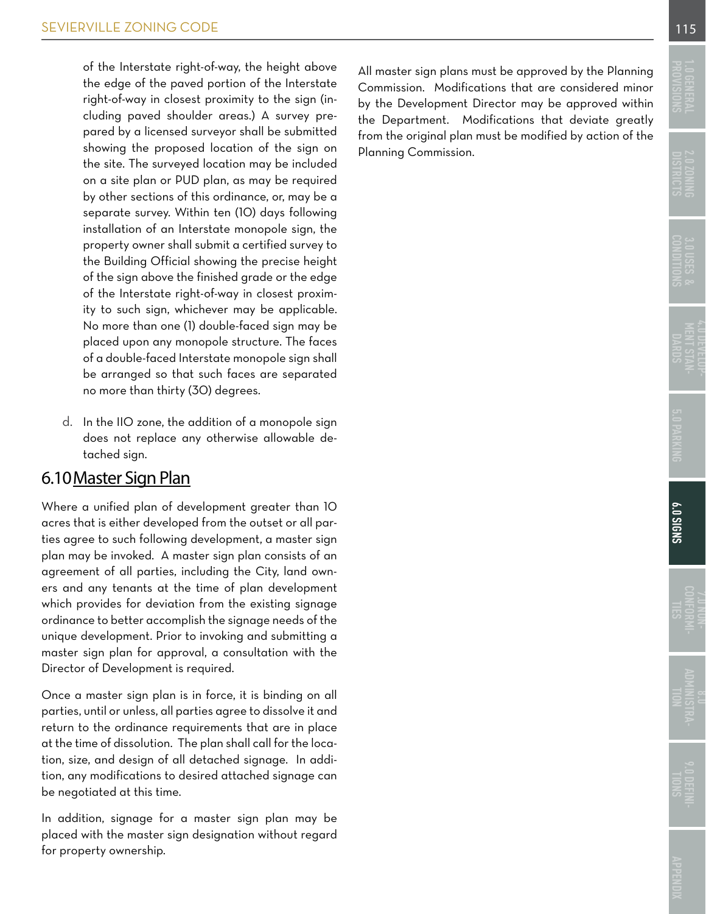of the Interstate right-of-way, the height above the edge of the paved portion of the Interstate right-of-way in closest proximity to the sign (including paved shoulder areas.) A survey prepared by a licensed surveyor shall be submitted showing the proposed location of the sign on the site. The surveyed location may be included on a site plan or PUD plan, as may be required by other sections of this ordinance, or, may be a separate survey. Within ten (10) days following installation of an Interstate monopole sign, the property owner shall submit a certified survey to the Building Official showing the precise height of the sign above the finished grade or the edge of the Interstate right-of-way in closest proximity to such sign, whichever may be applicable. No more than one (1) double-faced sign may be placed upon any monopole structure. The faces of a double-faced Interstate monopole sign shall be arranged so that such faces are separated no more than thirty (30) degrees.

d. In the I10 zone, the addition of a monopole sign does not replace any otherwise allowable detached sign.

## 6.10 Master Sign Plan

Where a unified plan of development greater than 10 acres that is either developed from the outset or all parties agree to such following development, a master sign plan may be invoked. A master sign plan consists of an agreement of all parties, including the City, land owners and any tenants at the time of plan development which provides for deviation from the existing signage ordinance to better accomplish the signage needs of the unique development. Prior to invoking and submitting a master sign plan for approval, a consultation with the Director of Development is required.

Once a master sign plan is in force, it is binding on all parties, until or unless, all parties agree to dissolve it and return to the ordinance requirements that are in place at the time of dissolution. The plan shall call for the location, size, and design of all detached signage. In addition, any modifications to desired attached signage can be negotiated at this time.

In addition, signage for a master sign plan may be placed with the master sign designation without regard for property ownership.

All master sign plans must be approved by the Planning Commission. Modifications that are considered minor by the Development Director may be approved within the Department. Modifications that deviate greatly from the original plan must be modified by action of the Planning Commission.